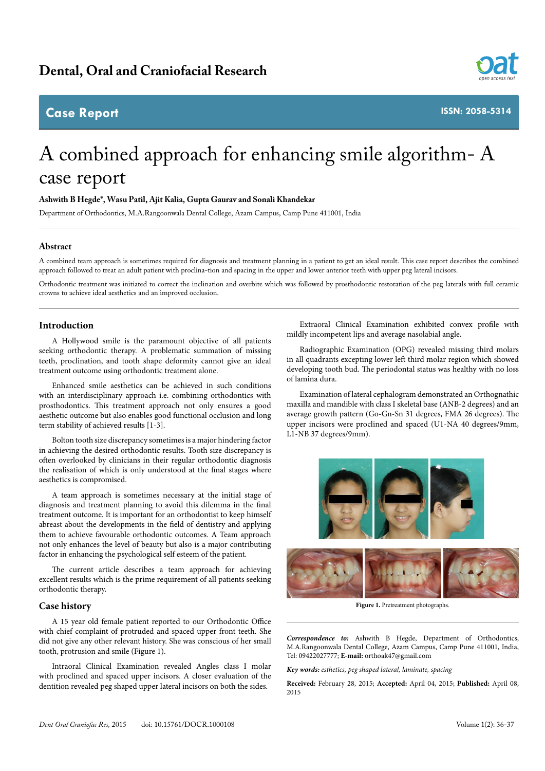Dental, Oral and Craniofacial Research

Case Report

ISSN: 2058-5314

# A combined approach for enhancing smile algorithm- A case report

**Ashwith B Hegde*, Wasu Patil, Ajit Kalia, Gupta Gaurav and Sonali Khandekar**

Department of Orthodontics, M.A.Rangoonwala Dental College, Azam Campus, Camp Pune 411001, India

## Abstract

A combined team approach is sometimes required for diagnosis and treatment planning in a patient to get an ideal result. This case report describes the combined approach followed to treat an adult patient with proclina-tion and spacing in the upper and lower anterior teeth with upper peg lateral incisors.

Orthodontic treatment was initiated to correct the inclination and overbite which was followed by prosthodontic restoration of the peg laterals with full ceramic crowns to achieve ideal aesthetics and an improved occlusion.

## Introduction

A Hollywood smile is the paramount objective of all patients seeking orthodontic therapy. A problematic summation of missing teeth, proclination, and tooth shape deformity cannot give an ideal treatment outcome using orthodontic treatment alone.

Enhanced smile aesthetics can be achieved in such conditions with an interdisciplinary approach i.e. combining orthodontics with prosthodontics. This treatment approach not only ensures a good aesthetic outcome but also enables good functional occlusion and long term stability of achieved results [1-3].

Bolton tooth size discrepancy sometimes is a major hindering factor in achieving the desired orthodontic results. Tooth size discrepancy is often overlooked by clinicians in their regular orthodontic diagnosis the realisation of which is only understood at the final stages where aesthetics is compromised.

A team approach is sometimes necessary at the initial stage of diagnosis and treatment planning to avoid this dilemma in the final treatment outcome. It is important for an orthodontist to keep himself abreast about the developments in the field of dentistry and applying them to achieve favourable orthodontic outcomes. A Team approach not only enhances the level of beauty but also is a major contributing factor in enhancing the psychological self esteem of the patient.

The current article describes a team approach for achieving excellent results which is the prime requirement of all patients seeking orthodontic therapy.

## Case history

A 15 year old female patient reported to our Orthodontic Office with chief complaint of protruded and spaced upper front teeth. She did not give any other relevant history. She was conscious of her small tooth, protrusion and smile (Figure 1).

Intraoral Clinical Examination revealed Angles class I molar with proclined and spaced upper incisors. A closer evaluation of the dentition revealed peg shaped upper lateral incisors on both the sides.

Extraoral Clinical Examination exhibited convex profile with mildly incompetent lips and average nasolabial angle.

Radiographic Examination (OPG) revealed missing third molars in all quadrants excepting lower left third molar region which showed developing tooth bud. The periodontal status was healthy with no loss of lamina dura.

Examination of lateral cephalogram demonstrated an Orthognathic maxilla and mandible with class I skeletal base (ANB-2 degrees) and an average growth pattern (Go-Gn-Sn 31 degrees, FMA 26 degrees). The upper incisors were proclined and spaced (U1-NA 40 degrees/9mm, L1-NB 37 degrees/9mm).

**Figure 1.** Pretreatment photographs.

***Correspondence to:*** Ashwith B Hegde, Department of Orthodontics, M.A.Rangoonwala Dental College, Azam Campus, Camp Pune 411001, India, Tel: 09422027777; **E-mail:** orthoak47@gmail.com

***Key words:*** *esthetics, peg shaped lateral, laminate, spacing*

**Received:** February 28, 2015; **Accepted:** April 04, 2015; **Published:** April 08, 2015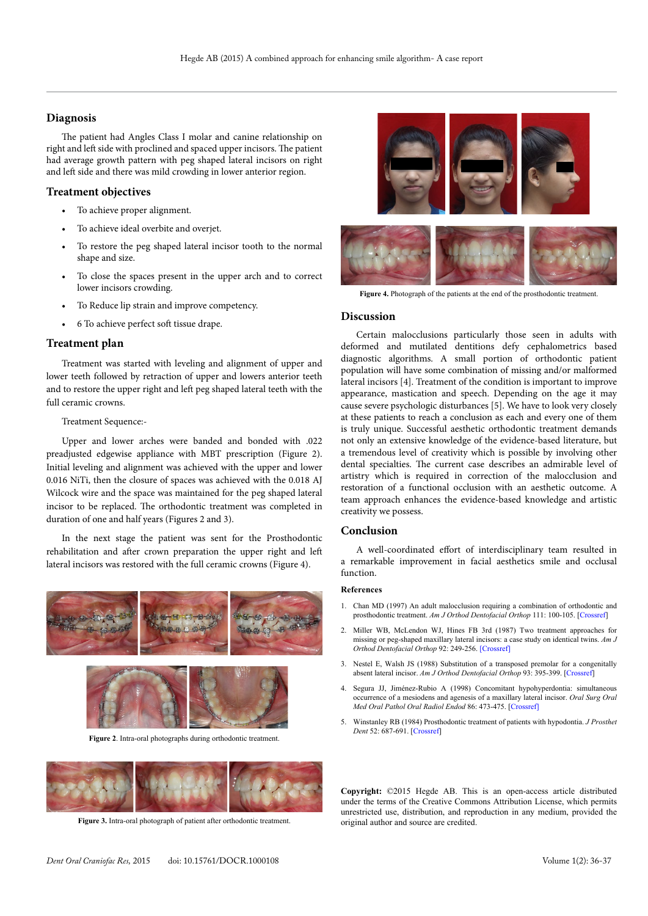## Diagnosis

The patient had Angles Class I molar and canine relationship on right and left side with proclined and spaced upper incisors. The patient had average growth pattern with peg shaped lateral incisors on right and left side and there was mild crowding in lower anterior region.

## Treatment objectives

- To achieve proper alignment.
- To achieve ideal overbite and overjet.
- To restore the peg shaped lateral incisor tooth to the normal shape and size.
- To close the spaces present in the upper arch and to correct lower incisors crowding.
- To Reduce lip strain and improve competency.
- 6 To achieve perfect soft tissue drape.

## Treatment plan

Treatment was started with leveling and alignment of upper and lower teeth followed by retraction of upper and lowers anterior teeth and to restore the upper right and left peg shaped lateral teeth with the full ceramic crowns.

Treatment Sequence:-

Upper and lower arches were banded and bonded with .022 preadjusted edgewise appliance with MBT prescription (Figure 2). Initial leveling and alignment was achieved with the upper and lower 0.016 NiTi, then the closure of spaces was achieved with the 0.018 AJ Wilcock wire and the space was maintained for the peg shaped lateral incisor to be replaced. The orthodontic treatment was completed in duration of one and half years (Figures 2 and 3).

In the next stage the patient was sent for the Prosthodontic rehabilitation and after crown preparation the upper right and left lateral incisors was restored with the full ceramic crowns (Figure 4).

**Figure 2**. Intra-oral photographs during orthodontic treatment.

**Figure 3.** Intra-oral photograph of patient after orthodontic treatment.

**Figure 4.** Photograph of the patients at the end of the prosthodontic treatment.

## Discussion

Certain malocclusions particularly those seen in adults with deformed and mutilated dentitions defy cephalometrics based diagnostic algorithms. A small portion of orthodontic patient population will have some combination of missing and/or malformed lateral incisors [4]. Treatment of the condition is important to improve appearance, mastication and speech. Depending on the age it may cause severe psychologic disturbances [5]. We have to look very closely at these patients to reach a conclusion as each and every one of them is truly unique. Successful aesthetic orthodontic treatment demands not only an extensive knowledge of the evidence-based literature, but a tremendous level of creativity which is possible by involving other dental specialties. The current case describes an admirable level of artistry which is required in correction of the malocclusion and restoration of a functional occlusion with an aesthetic outcome. A team approach enhances the evidence-based knowledge and artistic creativity we possess.

## Conclusion

A well-coordinated effort of interdisciplinary team resulted in a remarkable improvement in facial aesthetics smile and occlusal function.

### References

1. Chan MD (1997) An adult malocclusion requiring a combination of orthodontic and prosthodontic treatment. *Am J Orthod Dentofacial Orthop* 111: 100-105. [Crossref]
2. Miller WB, McLendon WJ, Hines FB 3rd (1987) Two treatment approaches for missing or peg-shaped maxillary lateral incisors: a case study on identical twins. *Am J Orthod Dentofacial Orthop* 92: 249-256. [Crossref]
3. Nestel E, Walsh JS (1988) Substitution of a transposed premolar for a congenitally absent lateral incisor. *Am J Orthod Dentofacial Orthop* 93: 395-399. [Crossref]
4. Segura JJ, Jiménez-Rubio A (1998) Concomitant hypohyperdontia: simultaneous occurrence of a mesiodens and agenesis of a maxillary lateral incisor. *Oral Surg Oral Med Oral Pathol Oral Radiol Endod* 86: 473-475. [Crossref]
5. Winstanley RB (1984) Prosthodontic treatment of patients with hypodontia. *J Prosthet Dent* 52: 687-691. [Crossref]

**Copyright:** ©2015 Hegde AB. This is an open-access article distributed under the terms of the Creative Commons Attribution License, which permits unrestricted use, distribution, and reproduction in any medium, provided the original author and source are credited.